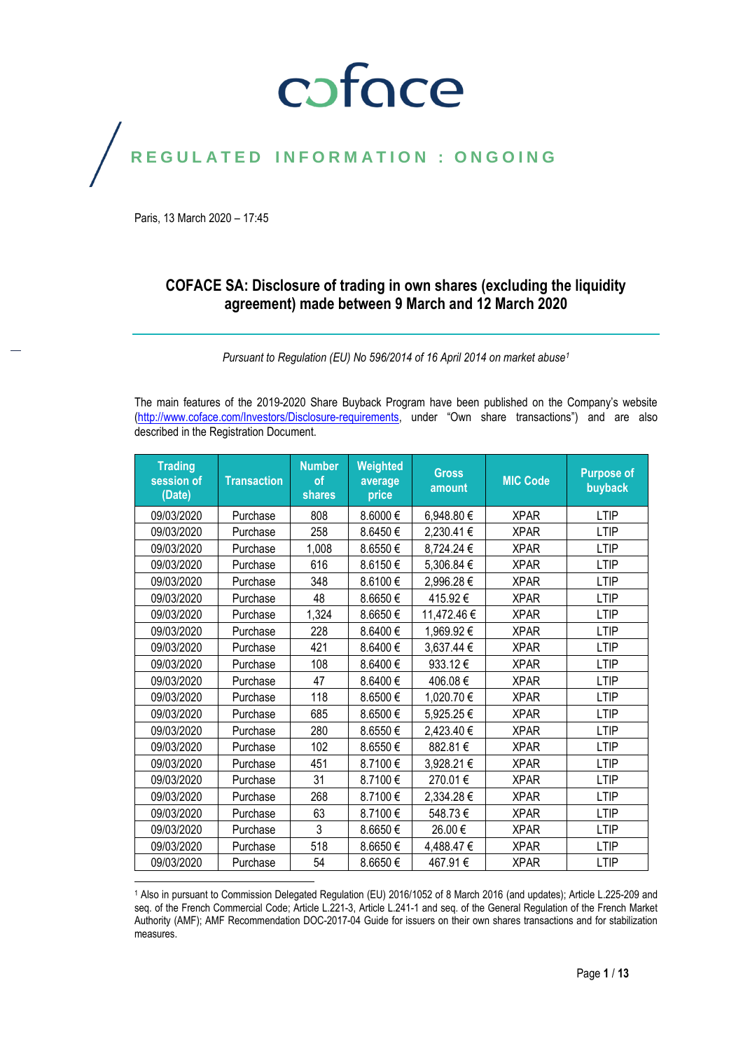coface

REGULATED INFORMATION : ONGOING

Paris, 13 March 2020 – 17:45

## COFACE SA: Disclosure of trading in own shares (excluding the liquidity agreement) made between 9 March and 12 March 2020

*Pursuant to Regulation (EU) No 596/2014 of 16 April 2014 on market abuse[1]*

The main features of the 2019-2020 Share Buyback Program have been published on the Company's website (http://www.coface.com/Investors/Disclosure-requirements, under "Own share transactions") and are also described in the Registration Document.

| Trading session of (Date) | Transaction | Number of shares | Weighted average price | Gross amount | MIC Code | Purpose of buyback |
|---|---|---|---|---|---|---|
| 09/03/2020 | Purchase | 808 | 8.6000 € | 6,948.80 € | XPAR | LTIP |
| 09/03/2020 | Purchase | 258 | 8.6450 € | 2,230.41 € | XPAR | LTIP |
| 09/03/2020 | Purchase | 1,008 | 8.6550 € | 8,724.24 € | XPAR | LTIP |
| 09/03/2020 | Purchase | 616 | 8.6150 € | 5,306.84 € | XPAR | LTIP |
| 09/03/2020 | Purchase | 348 | 8.6100 € | 2,996.28 € | XPAR | LTIP |
| 09/03/2020 | Purchase | 48 | 8.6650 € | 415.92 € | XPAR | LTIP |
| 09/03/2020 | Purchase | 1,324 | 8.6650 € | 11,472.46 € | XPAR | LTIP |
| 09/03/2020 | Purchase | 228 | 8.6400 € | 1,969.92 € | XPAR | LTIP |
| 09/03/2020 | Purchase | 421 | 8.6400 € | 3,637.44 € | XPAR | LTIP |
| 09/03/2020 | Purchase | 108 | 8.6400 € | 933.12 € | XPAR | LTIP |
| 09/03/2020 | Purchase | 47 | 8.6400 € | 406.08 € | XPAR | LTIP |
| 09/03/2020 | Purchase | 118 | 8.6500 € | 1,020.70 € | XPAR | LTIP |
| 09/03/2020 | Purchase | 685 | 8.6500 € | 5,925.25 € | XPAR | LTIP |
| 09/03/2020 | Purchase | 280 | 8.6550 € | 2,423.40 € | XPAR | LTIP |
| 09/03/2020 | Purchase | 102 | 8.6550 € | 882.81 € | XPAR | LTIP |
| 09/03/2020 | Purchase | 451 | 8.7100 € | 3,928.21 € | XPAR | LTIP |
| 09/03/2020 | Purchase | 31 | 8.7100 € | 270.01 € | XPAR | LTIP |
| 09/03/2020 | Purchase | 268 | 8.7100 € | 2,334.28 € | XPAR | LTIP |
| 09/03/2020 | Purchase | 63 | 8.7100 € | 548.73 € | XPAR | LTIP |
| 09/03/2020 | Purchase | 3 | 8.6650 € | 26.00 € | XPAR | LTIP |
| 09/03/2020 | Purchase | 518 | 8.6650 € | 4,488.47 € | XPAR | LTIP |
| 09/03/2020 | Purchase | 54 | 8.6650 € | 467.91 € | XPAR | LTIP |

[1] Also in pursuant to Commission Delegated Regulation (EU) 2016/1052 of 8 March 2016 (and updates); Article L.225-209 and seq. of the French Commercial Code; Article L.221-3, Article L.241-1 and seq. of the General Regulation of the French Market Authority (AMF); AMF Recommendation DOC-2017-04 Guide for issuers on their own shares transactions and for stabilization measures.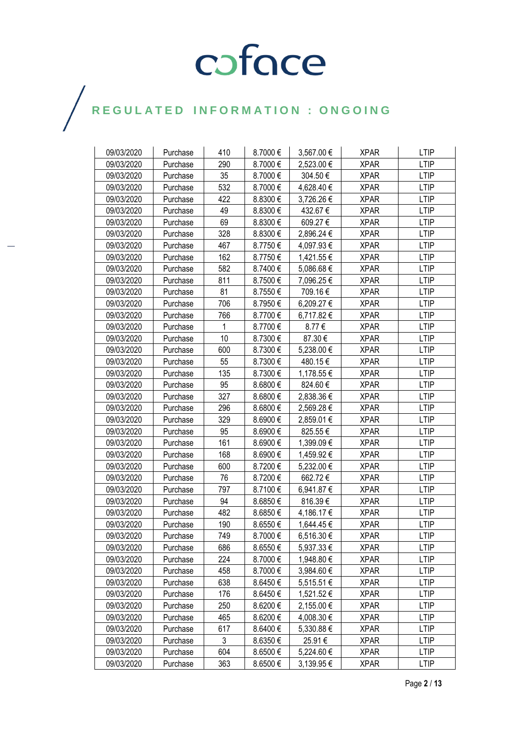| 09/03/2020 | Purchase | 410 | 8.7000 € | 3,567.00 € | XPAR | LTIP |
|---|---|---|---|---|---|---|
| 09/03/2020 | Purchase | 290 | 8.7000 € | 2,523.00 € | XPAR | LTIP |
| 09/03/2020 | Purchase | 35 | 8.7000 € | 304.50 € | XPAR | LTIP |
| 09/03/2020 | Purchase | 532 | 8.7000 € | 4,628.40 € | XPAR | LTIP |
| 09/03/2020 | Purchase | 422 | 8.8300 € | 3,726.26 € | XPAR | LTIP |
| 09/03/2020 | Purchase | 49 | 8.8300 € | 432.67 € | XPAR | LTIP |
| 09/03/2020 | Purchase | 69 | 8.8300 € | 609.27 € | XPAR | LTIP |
| 09/03/2020 | Purchase | 328 | 8.8300 € | 2,896.24 € | XPAR | LTIP |
| 09/03/2020 | Purchase | 467 | 8.7750 € | 4,097.93 € | XPAR | LTIP |
| 09/03/2020 | Purchase | 162 | 8.7750 € | 1,421.55 € | XPAR | LTIP |
| 09/03/2020 | Purchase | 582 | 8.7400 € | 5,086.68 € | XPAR | LTIP |
| 09/03/2020 | Purchase | 811 | 8.7500 € | 7,096.25 € | XPAR | LTIP |
| 09/03/2020 | Purchase | 81 | 8.7550 € | 709.16 € | XPAR | LTIP |
| 09/03/2020 | Purchase | 706 | 8.7950 € | 6,209.27 € | XPAR | LTIP |
| 09/03/2020 | Purchase | 766 | 8.7700 € | 6,717.82 € | XPAR | LTIP |
| 09/03/2020 | Purchase | 1 | 8.7700 € | 8.77 € | XPAR | LTIP |
| 09/03/2020 | Purchase | 10 | 8.7300 € | 87.30 € | XPAR | LTIP |
| 09/03/2020 | Purchase | 600 | 8.7300 € | 5,238.00 € | XPAR | LTIP |
| 09/03/2020 | Purchase | 55 | 8.7300 € | 480.15 € | XPAR | LTIP |
| 09/03/2020 | Purchase | 135 | 8.7300 € | 1,178.55 € | XPAR | LTIP |
| 09/03/2020 | Purchase | 95 | 8.6800 € | 824.60 € | XPAR | LTIP |
| 09/03/2020 | Purchase | 327 | 8.6800 € | 2,838.36 € | XPAR | LTIP |
| 09/03/2020 | Purchase | 296 | 8.6800 € | 2,569.28 € | XPAR | LTIP |
| 09/03/2020 | Purchase | 329 | 8.6900 € | 2,859.01 € | XPAR | LTIP |
| 09/03/2020 | Purchase | 95 | 8.6900 € | 825.55 € | XPAR | LTIP |
| 09/03/2020 | Purchase | 161 | 8.6900 € | 1,399.09 € | XPAR | LTIP |
| 09/03/2020 | Purchase | 168 | 8.6900 € | 1,459.92 € | XPAR | LTIP |
| 09/03/2020 | Purchase | 600 | 8.7200 € | 5,232.00 € | XPAR | LTIP |
| 09/03/2020 | Purchase | 76 | 8.7200 € | 662.72 € | XPAR | LTIP |
| 09/03/2020 | Purchase | 797 | 8.7100 € | 6,941.87 € | XPAR | LTIP |
| 09/03/2020 | Purchase | 94 | 8.6850 € | 816.39 € | XPAR | LTIP |
| 09/03/2020 | Purchase | 482 | 8.6850 € | 4,186.17 € | XPAR | LTIP |
| 09/03/2020 | Purchase | 190 | 8.6550 € | 1,644.45 € | XPAR | LTIP |
| 09/03/2020 | Purchase | 749 | 8.7000 € | 6,516.30 € | XPAR | LTIP |
| 09/03/2020 | Purchase | 686 | 8.6550 € | 5,937.33 € | XPAR | LTIP |
| 09/03/2020 | Purchase | 224 | 8.7000 € | 1,948.80 € | XPAR | LTIP |
| 09/03/2020 | Purchase | 458 | 8.7000 € | 3,984.60 € | XPAR | LTIP |
| 09/03/2020 | Purchase | 638 | 8.6450 € | 5,515.51 € | XPAR | LTIP |
| 09/03/2020 | Purchase | 176 | 8.6450 € | 1,521.52 € | XPAR | LTIP |
| 09/03/2020 | Purchase | 250 | 8.6200 € | 2,155.00 € | XPAR | LTIP |
| 09/03/2020 | Purchase | 465 | 8.6200 € | 4,008.30 € | XPAR | LTIP |
| 09/03/2020 | Purchase | 617 | 8.6400 € | 5,330.88 € | XPAR | LTIP |
| 09/03/2020 | Purchase | 3 | 8.6350 € | 25.91 € | XPAR | LTIP |
| 09/03/2020 | Purchase | 604 | 8.6500 € | 5,224.60 € | XPAR | LTIP |
| 09/03/2020 | Purchase | 363 | 8.6500 € | 3,139.95 € | XPAR | LTIP |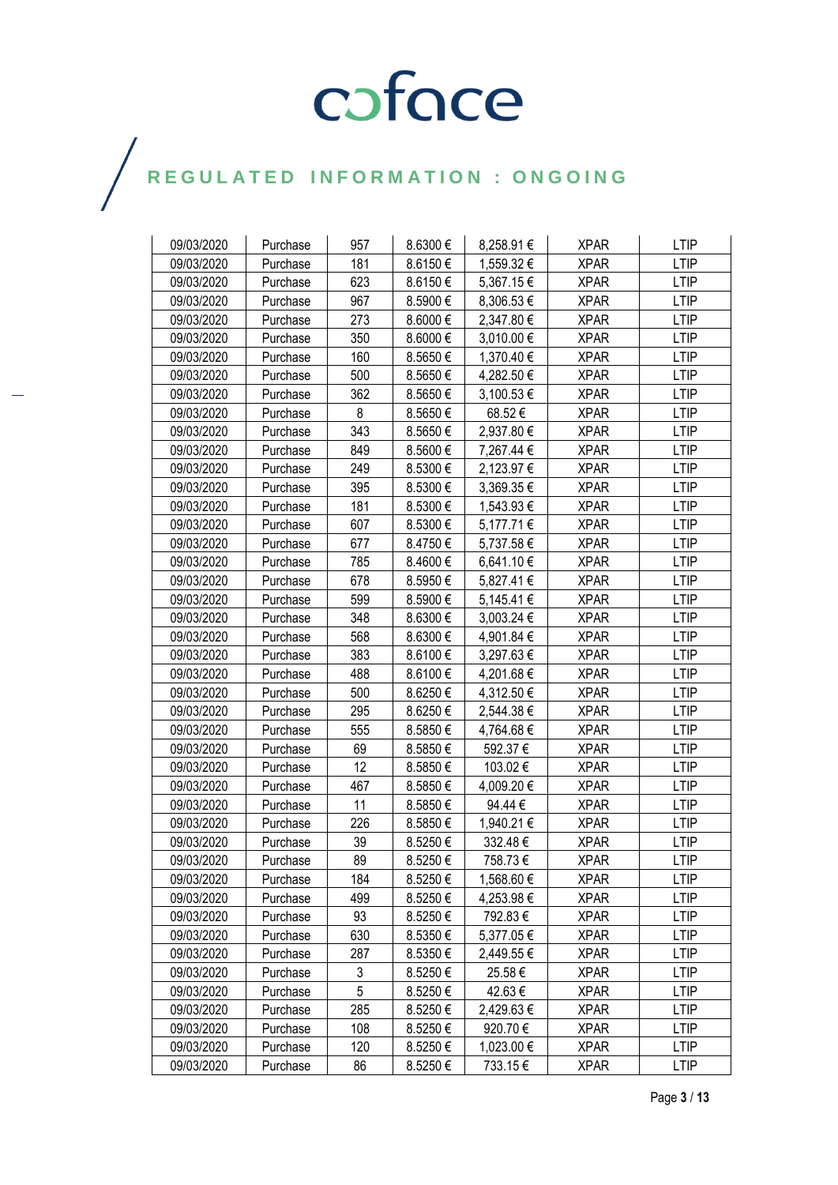| 09/03/2020 | Purchase | 957 | 8.6300 € | 8,258.91 € | XPAR | LTIP |
|---|---|---|---|---|---|---|
| 09/03/2020 | Purchase | 181 | 8.6150 € | 1,559.32 € | XPAR | LTIP |
| 09/03/2020 | Purchase | 623 | 8.6150 € | 5,367.15 € | XPAR | LTIP |
| 09/03/2020 | Purchase | 967 | 8.5900 € | 8,306.53 € | XPAR | LTIP |
| 09/03/2020 | Purchase | 273 | 8.6000 € | 2,347.80 € | XPAR | LTIP |
| 09/03/2020 | Purchase | 350 | 8.6000 € | 3,010.00 € | XPAR | LTIP |
| 09/03/2020 | Purchase | 160 | 8.5650 € | 1,370.40 € | XPAR | LTIP |
| 09/03/2020 | Purchase | 500 | 8.5650 € | 4,282.50 € | XPAR | LTIP |
| 09/03/2020 | Purchase | 362 | 8.5650 € | 3,100.53 € | XPAR | LTIP |
| 09/03/2020 | Purchase | 8 | 8.5650 € | 68.52 € | XPAR | LTIP |
| 09/03/2020 | Purchase | 343 | 8.5650 € | 2,937.80 € | XPAR | LTIP |
| 09/03/2020 | Purchase | 849 | 8.5600 € | 7,267.44 € | XPAR | LTIP |
| 09/03/2020 | Purchase | 249 | 8.5300 € | 2,123.97 € | XPAR | LTIP |
| 09/03/2020 | Purchase | 395 | 8.5300 € | 3,369.35 € | XPAR | LTIP |
| 09/03/2020 | Purchase | 181 | 8.5300 € | 1,543.93 € | XPAR | LTIP |
| 09/03/2020 | Purchase | 607 | 8.5300 € | 5,177.71 € | XPAR | LTIP |
| 09/03/2020 | Purchase | 677 | 8.4750 € | 5,737.58 € | XPAR | LTIP |
| 09/03/2020 | Purchase | 785 | 8.4600 € | 6,641.10 € | XPAR | LTIP |
| 09/03/2020 | Purchase | 678 | 8.5950 € | 5,827.41 € | XPAR | LTIP |
| 09/03/2020 | Purchase | 599 | 8.5900 € | 5,145.41 € | XPAR | LTIP |
| 09/03/2020 | Purchase | 348 | 8.6300 € | 3,003.24 € | XPAR | LTIP |
| 09/03/2020 | Purchase | 568 | 8.6300 € | 4,901.84 € | XPAR | LTIP |
| 09/03/2020 | Purchase | 383 | 8.6100 € | 3,297.63 € | XPAR | LTIP |
| 09/03/2020 | Purchase | 488 | 8.6100 € | 4,201.68 € | XPAR | LTIP |
| 09/03/2020 | Purchase | 500 | 8.6250 € | 4,312.50 € | XPAR | LTIP |
| 09/03/2020 | Purchase | 295 | 8.6250 € | 2,544.38 € | XPAR | LTIP |
| 09/03/2020 | Purchase | 555 | 8.5850 € | 4,764.68 € | XPAR | LTIP |
| 09/03/2020 | Purchase | 69 | 8.5850 € | 592.37 € | XPAR | LTIP |
| 09/03/2020 | Purchase | 12 | 8.5850 € | 103.02 € | XPAR | LTIP |
| 09/03/2020 | Purchase | 467 | 8.5850 € | 4,009.20 € | XPAR | LTIP |
| 09/03/2020 | Purchase | 11 | 8.5850 € | 94.44 € | XPAR | LTIP |
| 09/03/2020 | Purchase | 226 | 8.5850 € | 1,940.21 € | XPAR | LTIP |
| 09/03/2020 | Purchase | 39 | 8.5250 € | 332.48 € | XPAR | LTIP |
| 09/03/2020 | Purchase | 89 | 8.5250 € | 758.73 € | XPAR | LTIP |
| 09/03/2020 | Purchase | 184 | 8.5250 € | 1,568.60 € | XPAR | LTIP |
| 09/03/2020 | Purchase | 499 | 8.5250 € | 4,253.98 € | XPAR | LTIP |
| 09/03/2020 | Purchase | 93 | 8.5250 € | 792.83 € | XPAR | LTIP |
| 09/03/2020 | Purchase | 630 | 8.5350 € | 5,377.05 € | XPAR | LTIP |
| 09/03/2020 | Purchase | 287 | 8.5350 € | 2,449.55 € | XPAR | LTIP |
| 09/03/2020 | Purchase | 3 | 8.5250 € | 25.58 € | XPAR | LTIP |
| 09/03/2020 | Purchase | 5 | 8.5250 € | 42.63 € | XPAR | LTIP |
| 09/03/2020 | Purchase | 285 | 8.5250 € | 2,429.63 € | XPAR | LTIP |
| 09/03/2020 | Purchase | 108 | 8.5250 € | 920.70 € | XPAR | LTIP |
| 09/03/2020 | Purchase | 120 | 8.5250 € | 1,023.00 € | XPAR | LTIP |
| 09/03/2020 | Purchase | 86 | 8.5250 € | 733.15 € | XPAR | LTIP |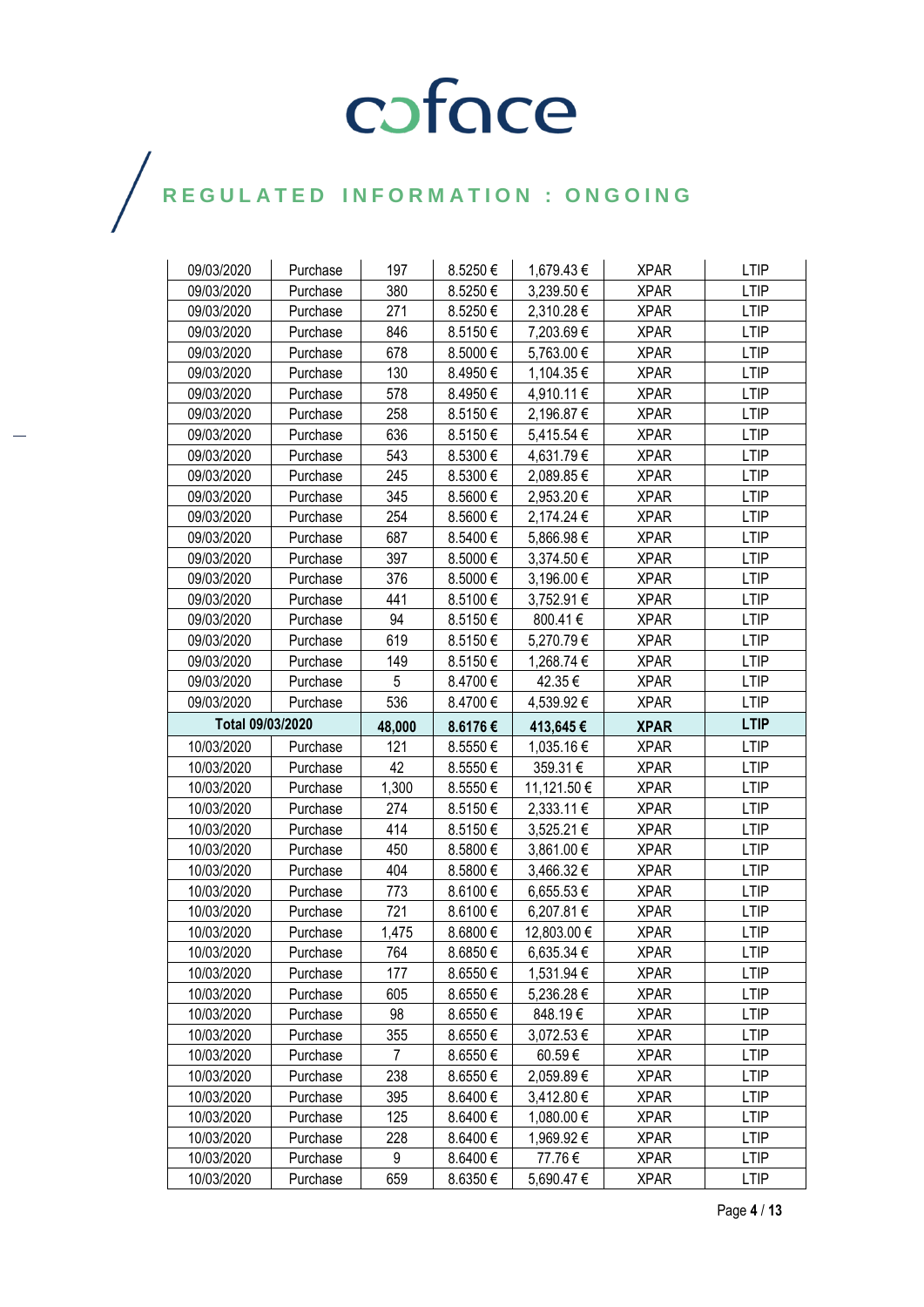| 09/03/2020 | Purchase | 197 | 8.5250 € | 1,679.43 € | XPAR | LTIP |
|---|---|---|---|---|---|---|
| 09/03/2020 | Purchase | 380 | 8.5250 € | 3,239.50 € | XPAR | LTIP |
| 09/03/2020 | Purchase | 271 | 8.5250 € | 2,310.28 € | XPAR | LTIP |
| 09/03/2020 | Purchase | 846 | 8.5150 € | 7,203.69 € | XPAR | LTIP |
| 09/03/2020 | Purchase | 678 | 8.5000 € | 5,763.00 € | XPAR | LTIP |
| 09/03/2020 | Purchase | 130 | 8.4950 € | 1,104.35 € | XPAR | LTIP |
| 09/03/2020 | Purchase | 578 | 8.4950 € | 4,910.11 € | XPAR | LTIP |
| 09/03/2020 | Purchase | 258 | 8.5150 € | 2,196.87 € | XPAR | LTIP |
| 09/03/2020 | Purchase | 636 | 8.5150 € | 5,415.54 € | XPAR | LTIP |
| 09/03/2020 | Purchase | 543 | 8.5300 € | 4,631.79 € | XPAR | LTIP |
| 09/03/2020 | Purchase | 245 | 8.5300 € | 2,089.85 € | XPAR | LTIP |
| 09/03/2020 | Purchase | 345 | 8.5600 € | 2,953.20 € | XPAR | LTIP |
| 09/03/2020 | Purchase | 254 | 8.5600 € | 2,174.24 € | XPAR | LTIP |
| 09/03/2020 | Purchase | 687 | 8.5400 € | 5,866.98 € | XPAR | LTIP |
| 09/03/2020 | Purchase | 397 | 8.5000 € | 3,374.50 € | XPAR | LTIP |
| 09/03/2020 | Purchase | 376 | 8.5000 € | 3,196.00 € | XPAR | LTIP |
| 09/03/2020 | Purchase | 441 | 8.5100 € | 3,752.91 € | XPAR | LTIP |
| 09/03/2020 | Purchase | 94 | 8.5150 € | 800.41 € | XPAR | LTIP |
| 09/03/2020 | Purchase | 619 | 8.5150 € | 5,270.79 € | XPAR | LTIP |
| 09/03/2020 | Purchase | 149 | 8.5150 € | 1,268.74 € | XPAR | LTIP |
| 09/03/2020 | Purchase | 5 | 8.4700 € | 42.35 € | XPAR | LTIP |
| 09/03/2020 | Purchase | 536 | 8.4700 € | 4,539.92 € | XPAR | LTIP |
| **Total 09/03/2020** | | **48,000** | **8.6176 €** | **413,645 €** | **XPAR** | **LTIP** |
| 10/03/2020 | Purchase | 121 | 8.5550 € | 1,035.16 € | XPAR | LTIP |
| 10/03/2020 | Purchase | 42 | 8.5550 € | 359.31 € | XPAR | LTIP |
| 10/03/2020 | Purchase | 1,300 | 8.5550 € | 11,121.50 € | XPAR | LTIP |
| 10/03/2020 | Purchase | 274 | 8.5150 € | 2,333.11 € | XPAR | LTIP |
| 10/03/2020 | Purchase | 414 | 8.5150 € | 3,525.21 € | XPAR | LTIP |
| 10/03/2020 | Purchase | 450 | 8.5800 € | 3,861.00 € | XPAR | LTIP |
| 10/03/2020 | Purchase | 404 | 8.5800 € | 3,466.32 € | XPAR | LTIP |
| 10/03/2020 | Purchase | 773 | 8.6100 € | 6,655.53 € | XPAR | LTIP |
| 10/03/2020 | Purchase | 721 | 8.6100 € | 6,207.81 € | XPAR | LTIP |
| 10/03/2020 | Purchase | 1,475 | 8.6800 € | 12,803.00 € | XPAR | LTIP |
| 10/03/2020 | Purchase | 764 | 8.6850 € | 6,635.34 € | XPAR | LTIP |
| 10/03/2020 | Purchase | 177 | 8.6550 € | 1,531.94 € | XPAR | LTIP |
| 10/03/2020 | Purchase | 605 | 8.6550 € | 5,236.28 € | XPAR | LTIP |
| 10/03/2020 | Purchase | 98 | 8.6550 € | 848.19 € | XPAR | LTIP |
| 10/03/2020 | Purchase | 355 | 8.6550 € | 3,072.53 € | XPAR | LTIP |
| 10/03/2020 | Purchase | 7 | 8.6550 € | 60.59 € | XPAR | LTIP |
| 10/03/2020 | Purchase | 238 | 8.6550 € | 2,059.89 € | XPAR | LTIP |
| 10/03/2020 | Purchase | 395 | 8.6400 € | 3,412.80 € | XPAR | LTIP |
| 10/03/2020 | Purchase | 125 | 8.6400 € | 1,080.00 € | XPAR | LTIP |
| 10/03/2020 | Purchase | 228 | 8.6400 € | 1,969.92 € | XPAR | LTIP |
| 10/03/2020 | Purchase | 9 | 8.6400 € | 77.76 € | XPAR | LTIP |
| 10/03/2020 | Purchase | 659 | 8.6350 € | 5,690.47 € | XPAR | LTIP |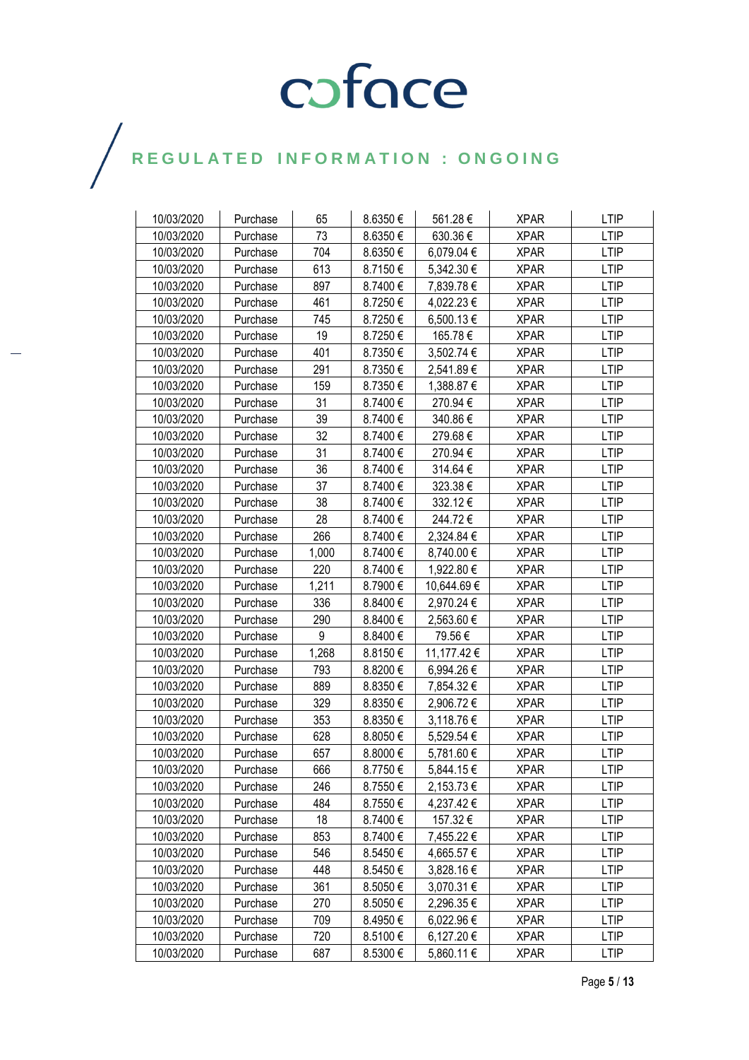| 10/03/2020 | Purchase | 65 | 8.6350 € | 561.28 € | XPAR | LTIP |
|---|---|---|---|---|---|---|
| 10/03/2020 | Purchase | 73 | 8.6350 € | 630.36 € | XPAR | LTIP |
| 10/03/2020 | Purchase | 704 | 8.6350 € | 6,079.04 € | XPAR | LTIP |
| 10/03/2020 | Purchase | 613 | 8.7150 € | 5,342.30 € | XPAR | LTIP |
| 10/03/2020 | Purchase | 897 | 8.7400 € | 7,839.78 € | XPAR | LTIP |
| 10/03/2020 | Purchase | 461 | 8.7250 € | 4,022.23 € | XPAR | LTIP |
| 10/03/2020 | Purchase | 745 | 8.7250 € | 6,500.13 € | XPAR | LTIP |
| 10/03/2020 | Purchase | 19 | 8.7250 € | 165.78 € | XPAR | LTIP |
| 10/03/2020 | Purchase | 401 | 8.7350 € | 3,502.74 € | XPAR | LTIP |
| 10/03/2020 | Purchase | 291 | 8.7350 € | 2,541.89 € | XPAR | LTIP |
| 10/03/2020 | Purchase | 159 | 8.7350 € | 1,388.87 € | XPAR | LTIP |
| 10/03/2020 | Purchase | 31 | 8.7400 € | 270.94 € | XPAR | LTIP |
| 10/03/2020 | Purchase | 39 | 8.7400 € | 340.86 € | XPAR | LTIP |
| 10/03/2020 | Purchase | 32 | 8.7400 € | 279.68 € | XPAR | LTIP |
| 10/03/2020 | Purchase | 31 | 8.7400 € | 270.94 € | XPAR | LTIP |
| 10/03/2020 | Purchase | 36 | 8.7400 € | 314.64 € | XPAR | LTIP |
| 10/03/2020 | Purchase | 37 | 8.7400 € | 323.38 € | XPAR | LTIP |
| 10/03/2020 | Purchase | 38 | 8.7400 € | 332.12 € | XPAR | LTIP |
| 10/03/2020 | Purchase | 28 | 8.7400 € | 244.72 € | XPAR | LTIP |
| 10/03/2020 | Purchase | 266 | 8.7400 € | 2,324.84 € | XPAR | LTIP |
| 10/03/2020 | Purchase | 1,000 | 8.7400 € | 8,740.00 € | XPAR | LTIP |
| 10/03/2020 | Purchase | 220 | 8.7400 € | 1,922.80 € | XPAR | LTIP |
| 10/03/2020 | Purchase | 1,211 | 8.7900 € | 10,644.69 € | XPAR | LTIP |
| 10/03/2020 | Purchase | 336 | 8.8400 € | 2,970.24 € | XPAR | LTIP |
| 10/03/2020 | Purchase | 290 | 8.8400 € | 2,563.60 € | XPAR | LTIP |
| 10/03/2020 | Purchase | 9 | 8.8400 € | 79.56 € | XPAR | LTIP |
| 10/03/2020 | Purchase | 1,268 | 8.8150 € | 11,177.42 € | XPAR | LTIP |
| 10/03/2020 | Purchase | 793 | 8.8200 € | 6,994.26 € | XPAR | LTIP |
| 10/03/2020 | Purchase | 889 | 8.8350 € | 7,854.32 € | XPAR | LTIP |
| 10/03/2020 | Purchase | 329 | 8.8350 € | 2,906.72 € | XPAR | LTIP |
| 10/03/2020 | Purchase | 353 | 8.8350 € | 3,118.76 € | XPAR | LTIP |
| 10/03/2020 | Purchase | 628 | 8.8050 € | 5,529.54 € | XPAR | LTIP |
| 10/03/2020 | Purchase | 657 | 8.8000 € | 5,781.60 € | XPAR | LTIP |
| 10/03/2020 | Purchase | 666 | 8.7750 € | 5,844.15 € | XPAR | LTIP |
| 10/03/2020 | Purchase | 246 | 8.7550 € | 2,153.73 € | XPAR | LTIP |
| 10/03/2020 | Purchase | 484 | 8.7550 € | 4,237.42 € | XPAR | LTIP |
| 10/03/2020 | Purchase | 18 | 8.7400 € | 157.32 € | XPAR | LTIP |
| 10/03/2020 | Purchase | 853 | 8.7400 € | 7,455.22 € | XPAR | LTIP |
| 10/03/2020 | Purchase | 546 | 8.5450 € | 4,665.57 € | XPAR | LTIP |
| 10/03/2020 | Purchase | 448 | 8.5450 € | 3,828.16 € | XPAR | LTIP |
| 10/03/2020 | Purchase | 361 | 8.5050 € | 3,070.31 € | XPAR | LTIP |
| 10/03/2020 | Purchase | 270 | 8.5050 € | 2,296.35 € | XPAR | LTIP |
| 10/03/2020 | Purchase | 709 | 8.4950 € | 6,022.96 € | XPAR | LTIP |
| 10/03/2020 | Purchase | 720 | 8.5100 € | 6,127.20 € | XPAR | LTIP |
| 10/03/2020 | Purchase | 687 | 8.5300 € | 5,860.11 € | XPAR | LTIP |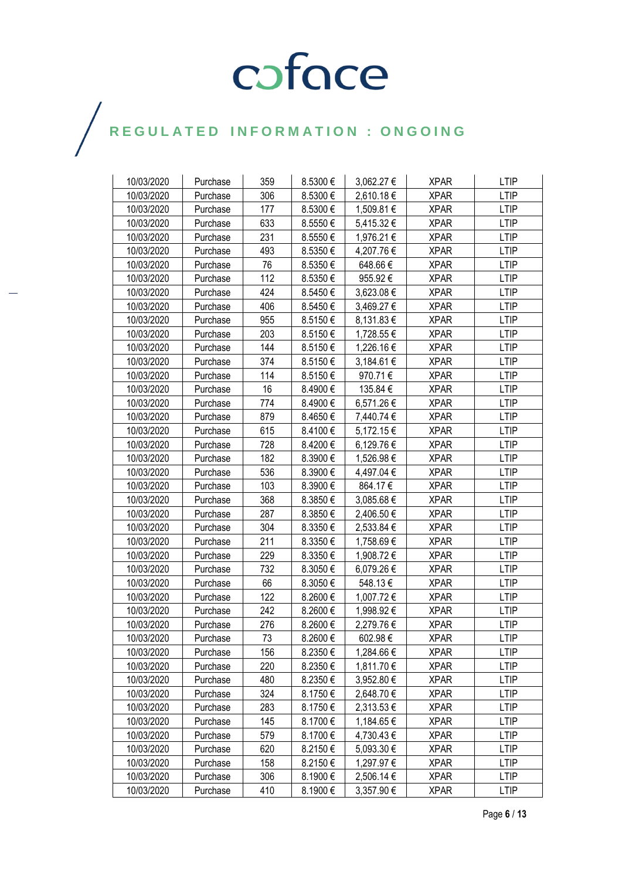| 10/03/2020 | Purchase | 359 | 8.5300 € | 3,062.27 € | XPAR | LTIP |
|---|---|---|---|---|---|---|
| 10/03/2020 | Purchase | 306 | 8.5300 € | 2,610.18 € | XPAR | LTIP |
| 10/03/2020 | Purchase | 177 | 8.5300 € | 1,509.81 € | XPAR | LTIP |
| 10/03/2020 | Purchase | 633 | 8.5550 € | 5,415.32 € | XPAR | LTIP |
| 10/03/2020 | Purchase | 231 | 8.5550 € | 1,976.21 € | XPAR | LTIP |
| 10/03/2020 | Purchase | 493 | 8.5350 € | 4,207.76 € | XPAR | LTIP |
| 10/03/2020 | Purchase | 76 | 8.5350 € | 648.66 € | XPAR | LTIP |
| 10/03/2020 | Purchase | 112 | 8.5350 € | 955.92 € | XPAR | LTIP |
| 10/03/2020 | Purchase | 424 | 8.5450 € | 3,623.08 € | XPAR | LTIP |
| 10/03/2020 | Purchase | 406 | 8.5450 € | 3,469.27 € | XPAR | LTIP |
| 10/03/2020 | Purchase | 955 | 8.5150 € | 8,131.83 € | XPAR | LTIP |
| 10/03/2020 | Purchase | 203 | 8.5150 € | 1,728.55 € | XPAR | LTIP |
| 10/03/2020 | Purchase | 144 | 8.5150 € | 1,226.16 € | XPAR | LTIP |
| 10/03/2020 | Purchase | 374 | 8.5150 € | 3,184.61 € | XPAR | LTIP |
| 10/03/2020 | Purchase | 114 | 8.5150 € | 970.71 € | XPAR | LTIP |
| 10/03/2020 | Purchase | 16 | 8.4900 € | 135.84 € | XPAR | LTIP |
| 10/03/2020 | Purchase | 774 | 8.4900 € | 6,571.26 € | XPAR | LTIP |
| 10/03/2020 | Purchase | 879 | 8.4650 € | 7,440.74 € | XPAR | LTIP |
| 10/03/2020 | Purchase | 615 | 8.4100 € | 5,172.15 € | XPAR | LTIP |
| 10/03/2020 | Purchase | 728 | 8.4200 € | 6,129.76 € | XPAR | LTIP |
| 10/03/2020 | Purchase | 182 | 8.3900 € | 1,526.98 € | XPAR | LTIP |
| 10/03/2020 | Purchase | 536 | 8.3900 € | 4,497.04 € | XPAR | LTIP |
| 10/03/2020 | Purchase | 103 | 8.3900 € | 864.17 € | XPAR | LTIP |
| 10/03/2020 | Purchase | 368 | 8.3850 € | 3,085.68 € | XPAR | LTIP |
| 10/03/2020 | Purchase | 287 | 8.3850 € | 2,406.50 € | XPAR | LTIP |
| 10/03/2020 | Purchase | 304 | 8.3350 € | 2,533.84 € | XPAR | LTIP |
| 10/03/2020 | Purchase | 211 | 8.3350 € | 1,758.69 € | XPAR | LTIP |
| 10/03/2020 | Purchase | 229 | 8.3350 € | 1,908.72 € | XPAR | LTIP |
| 10/03/2020 | Purchase | 732 | 8.3050 € | 6,079.26 € | XPAR | LTIP |
| 10/03/2020 | Purchase | 66 | 8.3050 € | 548.13 € | XPAR | LTIP |
| 10/03/2020 | Purchase | 122 | 8.2600 € | 1,007.72 € | XPAR | LTIP |
| 10/03/2020 | Purchase | 242 | 8.2600 € | 1,998.92 € | XPAR | LTIP |
| 10/03/2020 | Purchase | 276 | 8.2600 € | 2,279.76 € | XPAR | LTIP |
| 10/03/2020 | Purchase | 73 | 8.2600 € | 602.98 € | XPAR | LTIP |
| 10/03/2020 | Purchase | 156 | 8.2350 € | 1,284.66 € | XPAR | LTIP |
| 10/03/2020 | Purchase | 220 | 8.2350 € | 1,811.70 € | XPAR | LTIP |
| 10/03/2020 | Purchase | 480 | 8.2350 € | 3,952.80 € | XPAR | LTIP |
| 10/03/2020 | Purchase | 324 | 8.1750 € | 2,648.70 € | XPAR | LTIP |
| 10/03/2020 | Purchase | 283 | 8.1750 € | 2,313.53 € | XPAR | LTIP |
| 10/03/2020 | Purchase | 145 | 8.1700 € | 1,184.65 € | XPAR | LTIP |
| 10/03/2020 | Purchase | 579 | 8.1700 € | 4,730.43 € | XPAR | LTIP |
| 10/03/2020 | Purchase | 620 | 8.2150 € | 5,093.30 € | XPAR | LTIP |
| 10/03/2020 | Purchase | 158 | 8.2150 € | 1,297.97 € | XPAR | LTIP |
| 10/03/2020 | Purchase | 306 | 8.1900 € | 2,506.14 € | XPAR | LTIP |
| 10/03/2020 | Purchase | 410 | 8.1900 € | 3,357.90 € | XPAR | LTIP |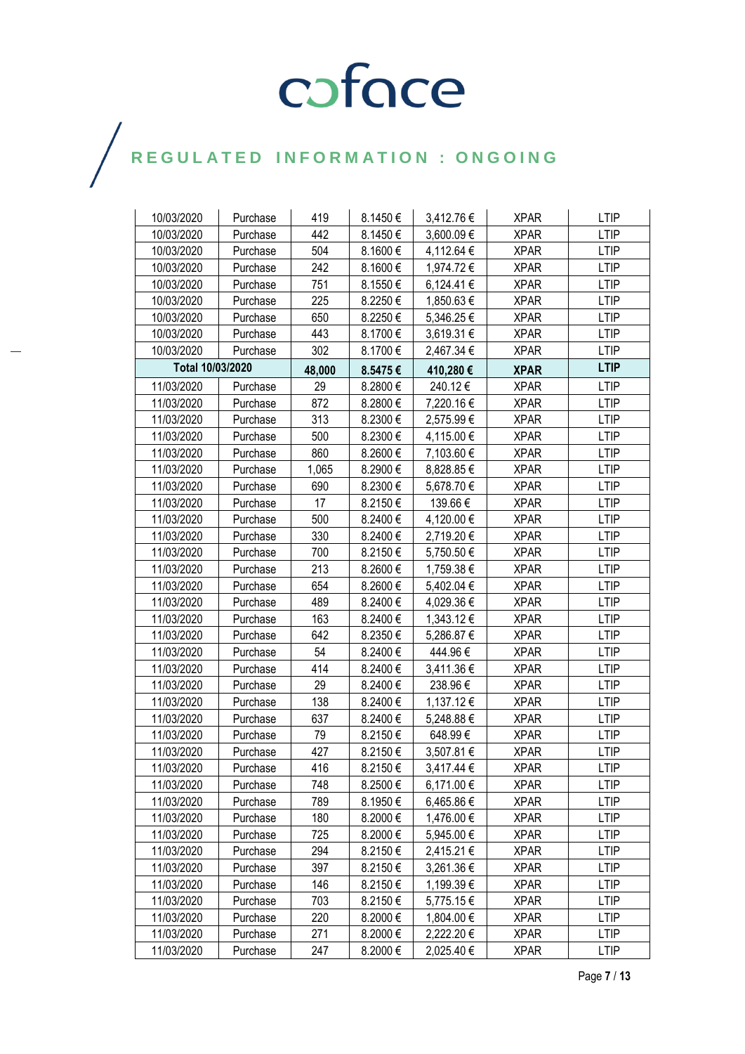# coface

## REGULATED INFORMATION : ONGOING

| | | | | | | |
|---|---|---|---|---|---|---|
| 10/03/2020 | Purchase | 419 | 8.1450 € | 3,412.76 € | XPAR | LTIP |
| 10/03/2020 | Purchase | 442 | 8.1450 € | 3,600.09 € | XPAR | LTIP |
| 10/03/2020 | Purchase | 504 | 8.1600 € | 4,112.64 € | XPAR | LTIP |
| 10/03/2020 | Purchase | 242 | 8.1600 € | 1,974.72 € | XPAR | LTIP |
| 10/03/2020 | Purchase | 751 | 8.1550 € | 6,124.41 € | XPAR | LTIP |
| 10/03/2020 | Purchase | 225 | 8.2250 € | 1,850.63 € | XPAR | LTIP |
| 10/03/2020 | Purchase | 650 | 8.2250 € | 5,346.25 € | XPAR | LTIP |
| 10/03/2020 | Purchase | 443 | 8.1700 € | 3,619.31 € | XPAR | LTIP |
| 10/03/2020 | Purchase | 302 | 8.1700 € | 2,467.34 € | XPAR | LTIP |
| **Total 10/03/2020** | | **48,000** | **8.5475 €** | **410,280 €** | **XPAR** | **LTIP** |
| 11/03/2020 | Purchase | 29 | 8.2800 € | 240.12 € | XPAR | LTIP |
| 11/03/2020 | Purchase | 872 | 8.2800 € | 7,220.16 € | XPAR | LTIP |
| 11/03/2020 | Purchase | 313 | 8.2300 € | 2,575.99 € | XPAR | LTIP |
| 11/03/2020 | Purchase | 500 | 8.2300 € | 4,115.00 € | XPAR | LTIP |
| 11/03/2020 | Purchase | 860 | 8.2600 € | 7,103.60 € | XPAR | LTIP |
| 11/03/2020 | Purchase | 1,065 | 8.2900 € | 8,828.85 € | XPAR | LTIP |
| 11/03/2020 | Purchase | 690 | 8.2300 € | 5,678.70 € | XPAR | LTIP |
| 11/03/2020 | Purchase | 17 | 8.2150 € | 139.66 € | XPAR | LTIP |
| 11/03/2020 | Purchase | 500 | 8.2400 € | 4,120.00 € | XPAR | LTIP |
| 11/03/2020 | Purchase | 330 | 8.2400 € | 2,719.20 € | XPAR | LTIP |
| 11/03/2020 | Purchase | 700 | 8.2150 € | 5,750.50 € | XPAR | LTIP |
| 11/03/2020 | Purchase | 213 | 8.2600 € | 1,759.38 € | XPAR | LTIP |
| 11/03/2020 | Purchase | 654 | 8.2600 € | 5,402.04 € | XPAR | LTIP |
| 11/03/2020 | Purchase | 489 | 8.2400 € | 4,029.36 € | XPAR | LTIP |
| 11/03/2020 | Purchase | 163 | 8.2400 € | 1,343.12 € | XPAR | LTIP |
| 11/03/2020 | Purchase | 642 | 8.2350 € | 5,286.87 € | XPAR | LTIP |
| 11/03/2020 | Purchase | 54 | 8.2400 € | 444.96 € | XPAR | LTIP |
| 11/03/2020 | Purchase | 414 | 8.2400 € | 3,411.36 € | XPAR | LTIP |
| 11/03/2020 | Purchase | 29 | 8.2400 € | 238.96 € | XPAR | LTIP |
| 11/03/2020 | Purchase | 138 | 8.2400 € | 1,137.12 € | XPAR | LTIP |
| 11/03/2020 | Purchase | 637 | 8.2400 € | 5,248.88 € | XPAR | LTIP |
| 11/03/2020 | Purchase | 79 | 8.2150 € | 648.99 € | XPAR | LTIP |
| 11/03/2020 | Purchase | 427 | 8.2150 € | 3,507.81 € | XPAR | LTIP |
| 11/03/2020 | Purchase | 416 | 8.2150 € | 3,417.44 € | XPAR | LTIP |
| 11/03/2020 | Purchase | 748 | 8.2500 € | 6,171.00 € | XPAR | LTIP |
| 11/03/2020 | Purchase | 789 | 8.1950 € | 6,465.86 € | XPAR | LTIP |
| 11/03/2020 | Purchase | 180 | 8.2000 € | 1,476.00 € | XPAR | LTIP |
| 11/03/2020 | Purchase | 725 | 8.2000 € | 5,945.00 € | XPAR | LTIP |
| 11/03/2020 | Purchase | 294 | 8.2150 € | 2,415.21 € | XPAR | LTIP |
| 11/03/2020 | Purchase | 397 | 8.2150 € | 3,261.36 € | XPAR | LTIP |
| 11/03/2020 | Purchase | 146 | 8.2150 € | 1,199.39 € | XPAR | LTIP |
| 11/03/2020 | Purchase | 703 | 8.2150 € | 5,775.15 € | XPAR | LTIP |
| 11/03/2020 | Purchase | 220 | 8.2000 € | 1,804.00 € | XPAR | LTIP |
| 11/03/2020 | Purchase | 271 | 8.2000 € | 2,222.20 € | XPAR | LTIP |
| 11/03/2020 | Purchase | 247 | 8.2000 € | 2,025.40 € | XPAR | LTIP |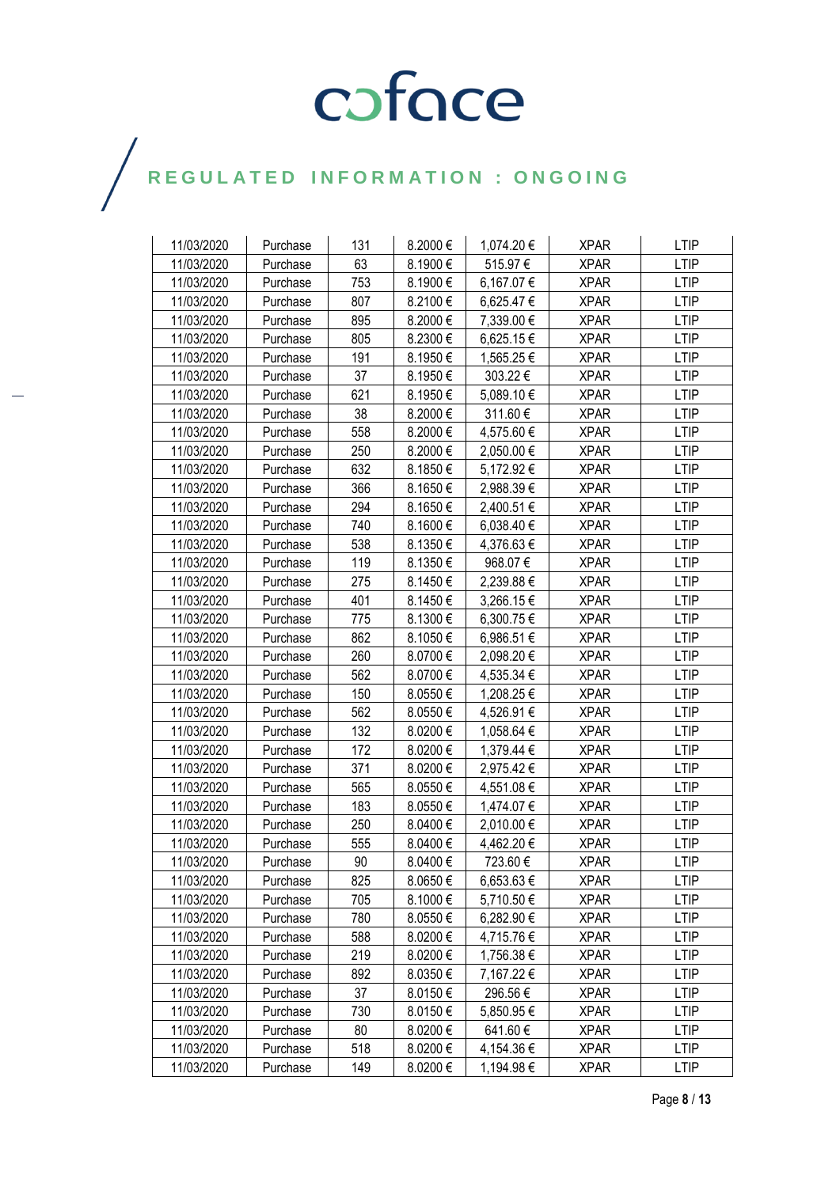| 11/03/2020 | Purchase | 131 | 8.2000 € | 1,074.20 € | XPAR | LTIP |
|---|---|---|---|---|---|---|
| 11/03/2020 | Purchase | 63 | 8.1900 € | 515.97 € | XPAR | LTIP |
| 11/03/2020 | Purchase | 753 | 8.1900 € | 6,167.07 € | XPAR | LTIP |
| 11/03/2020 | Purchase | 807 | 8.2100 € | 6,625.47 € | XPAR | LTIP |
| 11/03/2020 | Purchase | 895 | 8.2000 € | 7,339.00 € | XPAR | LTIP |
| 11/03/2020 | Purchase | 805 | 8.2300 € | 6,625.15 € | XPAR | LTIP |
| 11/03/2020 | Purchase | 191 | 8.1950 € | 1,565.25 € | XPAR | LTIP |
| 11/03/2020 | Purchase | 37 | 8.1950 € | 303.22 € | XPAR | LTIP |
| 11/03/2020 | Purchase | 621 | 8.1950 € | 5,089.10 € | XPAR | LTIP |
| 11/03/2020 | Purchase | 38 | 8.2000 € | 311.60 € | XPAR | LTIP |
| 11/03/2020 | Purchase | 558 | 8.2000 € | 4,575.60 € | XPAR | LTIP |
| 11/03/2020 | Purchase | 250 | 8.2000 € | 2,050.00 € | XPAR | LTIP |
| 11/03/2020 | Purchase | 632 | 8.1850 € | 5,172.92 € | XPAR | LTIP |
| 11/03/2020 | Purchase | 366 | 8.1650 € | 2,988.39 € | XPAR | LTIP |
| 11/03/2020 | Purchase | 294 | 8.1650 € | 2,400.51 € | XPAR | LTIP |
| 11/03/2020 | Purchase | 740 | 8.1600 € | 6,038.40 € | XPAR | LTIP |
| 11/03/2020 | Purchase | 538 | 8.1350 € | 4,376.63 € | XPAR | LTIP |
| 11/03/2020 | Purchase | 119 | 8.1350 € | 968.07 € | XPAR | LTIP |
| 11/03/2020 | Purchase | 275 | 8.1450 € | 2,239.88 € | XPAR | LTIP |
| 11/03/2020 | Purchase | 401 | 8.1450 € | 3,266.15 € | XPAR | LTIP |
| 11/03/2020 | Purchase | 775 | 8.1300 € | 6,300.75 € | XPAR | LTIP |
| 11/03/2020 | Purchase | 862 | 8.1050 € | 6,986.51 € | XPAR | LTIP |
| 11/03/2020 | Purchase | 260 | 8.0700 € | 2,098.20 € | XPAR | LTIP |
| 11/03/2020 | Purchase | 562 | 8.0700 € | 4,535.34 € | XPAR | LTIP |
| 11/03/2020 | Purchase | 150 | 8.0550 € | 1,208.25 € | XPAR | LTIP |
| 11/03/2020 | Purchase | 562 | 8.0550 € | 4,526.91 € | XPAR | LTIP |
| 11/03/2020 | Purchase | 132 | 8.0200 € | 1,058.64 € | XPAR | LTIP |
| 11/03/2020 | Purchase | 172 | 8.0200 € | 1,379.44 € | XPAR | LTIP |
| 11/03/2020 | Purchase | 371 | 8.0200 € | 2,975.42 € | XPAR | LTIP |
| 11/03/2020 | Purchase | 565 | 8.0550 € | 4,551.08 € | XPAR | LTIP |
| 11/03/2020 | Purchase | 183 | 8.0550 € | 1,474.07 € | XPAR | LTIP |
| 11/03/2020 | Purchase | 250 | 8.0400 € | 2,010.00 € | XPAR | LTIP |
| 11/03/2020 | Purchase | 555 | 8.0400 € | 4,462.20 € | XPAR | LTIP |
| 11/03/2020 | Purchase | 90 | 8.0400 € | 723.60 € | XPAR | LTIP |
| 11/03/2020 | Purchase | 825 | 8.0650 € | 6,653.63 € | XPAR | LTIP |
| 11/03/2020 | Purchase | 705 | 8.1000 € | 5,710.50 € | XPAR | LTIP |
| 11/03/2020 | Purchase | 780 | 8.0550 € | 6,282.90 € | XPAR | LTIP |
| 11/03/2020 | Purchase | 588 | 8.0200 € | 4,715.76 € | XPAR | LTIP |
| 11/03/2020 | Purchase | 219 | 8.0200 € | 1,756.38 € | XPAR | LTIP |
| 11/03/2020 | Purchase | 892 | 8.0350 € | 7,167.22 € | XPAR | LTIP |
| 11/03/2020 | Purchase | 37 | 8.0150 € | 296.56 € | XPAR | LTIP |
| 11/03/2020 | Purchase | 730 | 8.0150 € | 5,850.95 € | XPAR | LTIP |
| 11/03/2020 | Purchase | 80 | 8.0200 € | 641.60 € | XPAR | LTIP |
| 11/03/2020 | Purchase | 518 | 8.0200 € | 4,154.36 € | XPAR | LTIP |
| 11/03/2020 | Purchase | 149 | 8.0200 € | 1,194.98 € | XPAR | LTIP |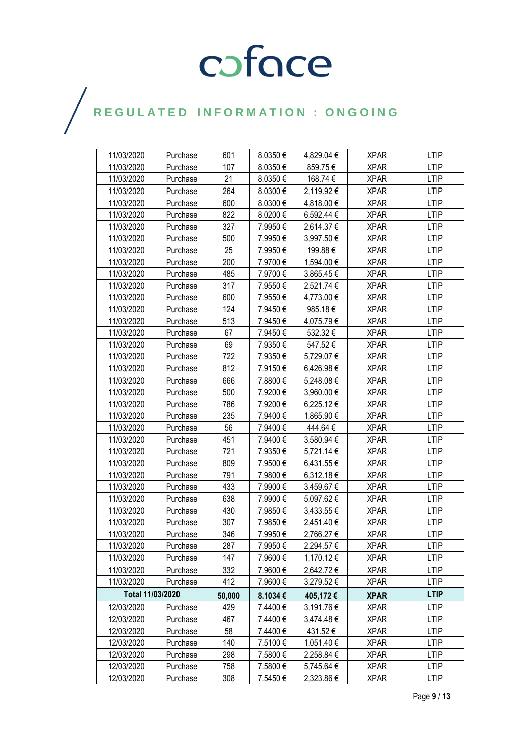# coface

## REGULATED INFORMATION : ONGOING

| | | | | | | |
|---|---|---|---|---|---|---|
| 11/03/2020 | Purchase | 601 | 8.0350 € | 4,829.04 € | XPAR | LTIP |
| 11/03/2020 | Purchase | 107 | 8.0350 € | 859.75 € | XPAR | LTIP |
| 11/03/2020 | Purchase | 21 | 8.0350 € | 168.74 € | XPAR | LTIP |
| 11/03/2020 | Purchase | 264 | 8.0300 € | 2,119.92 € | XPAR | LTIP |
| 11/03/2020 | Purchase | 600 | 8.0300 € | 4,818.00 € | XPAR | LTIP |
| 11/03/2020 | Purchase | 822 | 8.0200 € | 6,592.44 € | XPAR | LTIP |
| 11/03/2020 | Purchase | 327 | 7.9950 € | 2,614.37 € | XPAR | LTIP |
| 11/03/2020 | Purchase | 500 | 7.9950 € | 3,997.50 € | XPAR | LTIP |
| 11/03/2020 | Purchase | 25 | 7.9950 € | 199.88 € | XPAR | LTIP |
| 11/03/2020 | Purchase | 200 | 7.9700 € | 1,594.00 € | XPAR | LTIP |
| 11/03/2020 | Purchase | 485 | 7.9700 € | 3,865.45 € | XPAR | LTIP |
| 11/03/2020 | Purchase | 317 | 7.9550 € | 2,521.74 € | XPAR | LTIP |
| 11/03/2020 | Purchase | 600 | 7.9550 € | 4,773.00 € | XPAR | LTIP |
| 11/03/2020 | Purchase | 124 | 7.9450 € | 985.18 € | XPAR | LTIP |
| 11/03/2020 | Purchase | 513 | 7.9450 € | 4,075.79 € | XPAR | LTIP |
| 11/03/2020 | Purchase | 67 | 7.9450 € | 532.32 € | XPAR | LTIP |
| 11/03/2020 | Purchase | 69 | 7.9350 € | 547.52 € | XPAR | LTIP |
| 11/03/2020 | Purchase | 722 | 7.9350 € | 5,729.07 € | XPAR | LTIP |
| 11/03/2020 | Purchase | 812 | 7.9150 € | 6,426.98 € | XPAR | LTIP |
| 11/03/2020 | Purchase | 666 | 7.8800 € | 5,248.08 € | XPAR | LTIP |
| 11/03/2020 | Purchase | 500 | 7.9200 € | 3,960.00 € | XPAR | LTIP |
| 11/03/2020 | Purchase | 786 | 7.9200 € | 6,225.12 € | XPAR | LTIP |
| 11/03/2020 | Purchase | 235 | 7.9400 € | 1,865.90 € | XPAR | LTIP |
| 11/03/2020 | Purchase | 56 | 7.9400 € | 444.64 € | XPAR | LTIP |
| 11/03/2020 | Purchase | 451 | 7.9400 € | 3,580.94 € | XPAR | LTIP |
| 11/03/2020 | Purchase | 721 | 7.9350 € | 5,721.14 € | XPAR | LTIP |
| 11/03/2020 | Purchase | 809 | 7.9500 € | 6,431.55 € | XPAR | LTIP |
| 11/03/2020 | Purchase | 791 | 7.9800 € | 6,312.18 € | XPAR | LTIP |
| 11/03/2020 | Purchase | 433 | 7.9900 € | 3,459.67 € | XPAR | LTIP |
| 11/03/2020 | Purchase | 638 | 7.9900 € | 5,097.62 € | XPAR | LTIP |
| 11/03/2020 | Purchase | 430 | 7.9850 € | 3,433.55 € | XPAR | LTIP |
| 11/03/2020 | Purchase | 307 | 7.9850 € | 2,451.40 € | XPAR | LTIP |
| 11/03/2020 | Purchase | 346 | 7.9950 € | 2,766.27 € | XPAR | LTIP |
| 11/03/2020 | Purchase | 287 | 7.9950 € | 2,294.57 € | XPAR | LTIP |
| 11/03/2020 | Purchase | 147 | 7.9600 € | 1,170.12 € | XPAR | LTIP |
| 11/03/2020 | Purchase | 332 | 7.9600 € | 2,642.72 € | XPAR | LTIP |
| 11/03/2020 | Purchase | 412 | 7.9600 € | 3,279.52 € | XPAR | LTIP |
| **Total 11/03/2020** | | **50,000** | **8.1034 €** | **405,172 €** | **XPAR** | **LTIP** |
| 12/03/2020 | Purchase | 429 | 7.4400 € | 3,191.76 € | XPAR | LTIP |
| 12/03/2020 | Purchase | 467 | 7.4400 € | 3,474.48 € | XPAR | LTIP |
| 12/03/2020 | Purchase | 58 | 7.4400 € | 431.52 € | XPAR | LTIP |
| 12/03/2020 | Purchase | 140 | 7.5100 € | 1,051.40 € | XPAR | LTIP |
| 12/03/2020 | Purchase | 298 | 7.5800 € | 2,258.84 € | XPAR | LTIP |
| 12/03/2020 | Purchase | 758 | 7.5800 € | 5,745.64 € | XPAR | LTIP |
| 12/03/2020 | Purchase | 308 | 7.5450 € | 2,323.86 € | XPAR | LTIP |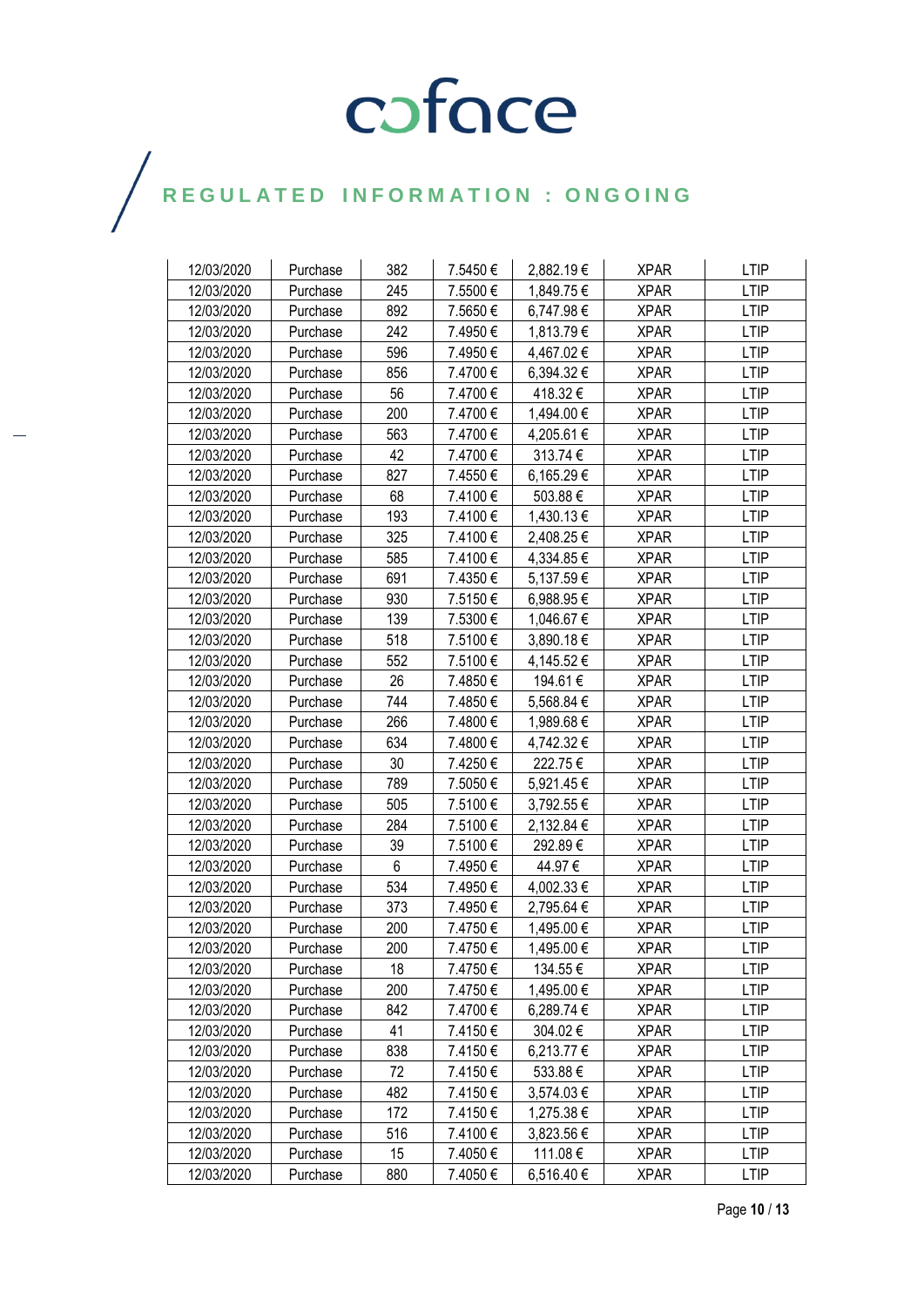| 12/03/2020 | Purchase | 382 | 7.5450 € | 2,882.19 € | XPAR | LTIP |
|---|---|---|---|---|---|---|
| 12/03/2020 | Purchase | 245 | 7.5500 € | 1,849.75 € | XPAR | LTIP |
| 12/03/2020 | Purchase | 892 | 7.5650 € | 6,747.98 € | XPAR | LTIP |
| 12/03/2020 | Purchase | 242 | 7.4950 € | 1,813.79 € | XPAR | LTIP |
| 12/03/2020 | Purchase | 596 | 7.4950 € | 4,467.02 € | XPAR | LTIP |
| 12/03/2020 | Purchase | 856 | 7.4700 € | 6,394.32 € | XPAR | LTIP |
| 12/03/2020 | Purchase | 56 | 7.4700 € | 418.32 € | XPAR | LTIP |
| 12/03/2020 | Purchase | 200 | 7.4700 € | 1,494.00 € | XPAR | LTIP |
| 12/03/2020 | Purchase | 563 | 7.4700 € | 4,205.61 € | XPAR | LTIP |
| 12/03/2020 | Purchase | 42 | 7.4700 € | 313.74 € | XPAR | LTIP |
| 12/03/2020 | Purchase | 827 | 7.4550 € | 6,165.29 € | XPAR | LTIP |
| 12/03/2020 | Purchase | 68 | 7.4100 € | 503.88 € | XPAR | LTIP |
| 12/03/2020 | Purchase | 193 | 7.4100 € | 1,430.13 € | XPAR | LTIP |
| 12/03/2020 | Purchase | 325 | 7.4100 € | 2,408.25 € | XPAR | LTIP |
| 12/03/2020 | Purchase | 585 | 7.4100 € | 4,334.85 € | XPAR | LTIP |
| 12/03/2020 | Purchase | 691 | 7.4350 € | 5,137.59 € | XPAR | LTIP |
| 12/03/2020 | Purchase | 930 | 7.5150 € | 6,988.95 € | XPAR | LTIP |
| 12/03/2020 | Purchase | 139 | 7.5300 € | 1,046.67 € | XPAR | LTIP |
| 12/03/2020 | Purchase | 518 | 7.5100 € | 3,890.18 € | XPAR | LTIP |
| 12/03/2020 | Purchase | 552 | 7.5100 € | 4,145.52 € | XPAR | LTIP |
| 12/03/2020 | Purchase | 26 | 7.4850 € | 194.61 € | XPAR | LTIP |
| 12/03/2020 | Purchase | 744 | 7.4850 € | 5,568.84 € | XPAR | LTIP |
| 12/03/2020 | Purchase | 266 | 7.4800 € | 1,989.68 € | XPAR | LTIP |
| 12/03/2020 | Purchase | 634 | 7.4800 € | 4,742.32 € | XPAR | LTIP |
| 12/03/2020 | Purchase | 30 | 7.4250 € | 222.75 € | XPAR | LTIP |
| 12/03/2020 | Purchase | 789 | 7.5050 € | 5,921.45 € | XPAR | LTIP |
| 12/03/2020 | Purchase | 505 | 7.5100 € | 3,792.55 € | XPAR | LTIP |
| 12/03/2020 | Purchase | 284 | 7.5100 € | 2,132.84 € | XPAR | LTIP |
| 12/03/2020 | Purchase | 39 | 7.5100 € | 292.89 € | XPAR | LTIP |
| 12/03/2020 | Purchase | 6 | 7.4950 € | 44.97 € | XPAR | LTIP |
| 12/03/2020 | Purchase | 534 | 7.4950 € | 4,002.33 € | XPAR | LTIP |
| 12/03/2020 | Purchase | 373 | 7.4950 € | 2,795.64 € | XPAR | LTIP |
| 12/03/2020 | Purchase | 200 | 7.4750 € | 1,495.00 € | XPAR | LTIP |
| 12/03/2020 | Purchase | 200 | 7.4750 € | 1,495.00 € | XPAR | LTIP |
| 12/03/2020 | Purchase | 18 | 7.4750 € | 134.55 € | XPAR | LTIP |
| 12/03/2020 | Purchase | 200 | 7.4750 € | 1,495.00 € | XPAR | LTIP |
| 12/03/2020 | Purchase | 842 | 7.4700 € | 6,289.74 € | XPAR | LTIP |
| 12/03/2020 | Purchase | 41 | 7.4150 € | 304.02 € | XPAR | LTIP |
| 12/03/2020 | Purchase | 838 | 7.4150 € | 6,213.77 € | XPAR | LTIP |
| 12/03/2020 | Purchase | 72 | 7.4150 € | 533.88 € | XPAR | LTIP |
| 12/03/2020 | Purchase | 482 | 7.4150 € | 3,574.03 € | XPAR | LTIP |
| 12/03/2020 | Purchase | 172 | 7.4150 € | 1,275.38 € | XPAR | LTIP |
| 12/03/2020 | Purchase | 516 | 7.4100 € | 3,823.56 € | XPAR | LTIP |
| 12/03/2020 | Purchase | 15 | 7.4050 € | 111.08 € | XPAR | LTIP |
| 12/03/2020 | Purchase | 880 | 7.4050 € | 6,516.40 € | XPAR | LTIP |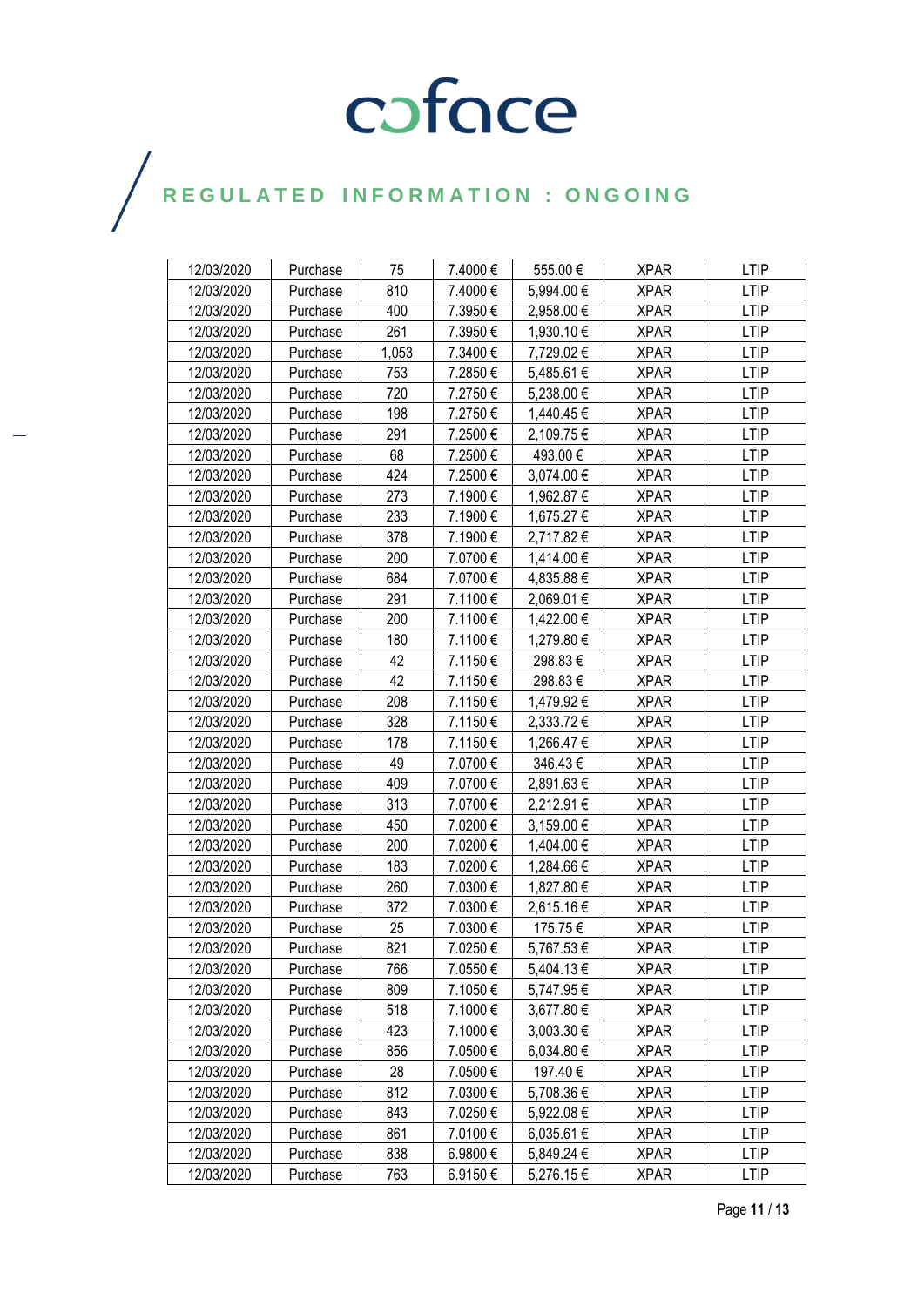| 12/03/2020 | Purchase | 75 | 7.4000 € | 555.00 € | XPAR | LTIP |
|---|---|---|---|---|---|---|
| 12/03/2020 | Purchase | 810 | 7.4000 € | 5,994.00 € | XPAR | LTIP |
| 12/03/2020 | Purchase | 400 | 7.3950 € | 2,958.00 € | XPAR | LTIP |
| 12/03/2020 | Purchase | 261 | 7.3950 € | 1,930.10 € | XPAR | LTIP |
| 12/03/2020 | Purchase | 1,053 | 7.3400 € | 7,729.02 € | XPAR | LTIP |
| 12/03/2020 | Purchase | 753 | 7.2850 € | 5,485.61 € | XPAR | LTIP |
| 12/03/2020 | Purchase | 720 | 7.2750 € | 5,238.00 € | XPAR | LTIP |
| 12/03/2020 | Purchase | 198 | 7.2750 € | 1,440.45 € | XPAR | LTIP |
| 12/03/2020 | Purchase | 291 | 7.2500 € | 2,109.75 € | XPAR | LTIP |
| 12/03/2020 | Purchase | 68 | 7.2500 € | 493.00 € | XPAR | LTIP |
| 12/03/2020 | Purchase | 424 | 7.2500 € | 3,074.00 € | XPAR | LTIP |
| 12/03/2020 | Purchase | 273 | 7.1900 € | 1,962.87 € | XPAR | LTIP |
| 12/03/2020 | Purchase | 233 | 7.1900 € | 1,675.27 € | XPAR | LTIP |
| 12/03/2020 | Purchase | 378 | 7.1900 € | 2,717.82 € | XPAR | LTIP |
| 12/03/2020 | Purchase | 200 | 7.0700 € | 1,414.00 € | XPAR | LTIP |
| 12/03/2020 | Purchase | 684 | 7.0700 € | 4,835.88 € | XPAR | LTIP |
| 12/03/2020 | Purchase | 291 | 7.1100 € | 2,069.01 € | XPAR | LTIP |
| 12/03/2020 | Purchase | 200 | 7.1100 € | 1,422.00 € | XPAR | LTIP |
| 12/03/2020 | Purchase | 180 | 7.1100 € | 1,279.80 € | XPAR | LTIP |
| 12/03/2020 | Purchase | 42 | 7.1150 € | 298.83 € | XPAR | LTIP |
| 12/03/2020 | Purchase | 42 | 7.1150 € | 298.83 € | XPAR | LTIP |
| 12/03/2020 | Purchase | 208 | 7.1150 € | 1,479.92 € | XPAR | LTIP |
| 12/03/2020 | Purchase | 328 | 7.1150 € | 2,333.72 € | XPAR | LTIP |
| 12/03/2020 | Purchase | 178 | 7.1150 € | 1,266.47 € | XPAR | LTIP |
| 12/03/2020 | Purchase | 49 | 7.0700 € | 346.43 € | XPAR | LTIP |
| 12/03/2020 | Purchase | 409 | 7.0700 € | 2,891.63 € | XPAR | LTIP |
| 12/03/2020 | Purchase | 313 | 7.0700 € | 2,212.91 € | XPAR | LTIP |
| 12/03/2020 | Purchase | 450 | 7.0200 € | 3,159.00 € | XPAR | LTIP |
| 12/03/2020 | Purchase | 200 | 7.0200 € | 1,404.00 € | XPAR | LTIP |
| 12/03/2020 | Purchase | 183 | 7.0200 € | 1,284.66 € | XPAR | LTIP |
| 12/03/2020 | Purchase | 260 | 7.0300 € | 1,827.80 € | XPAR | LTIP |
| 12/03/2020 | Purchase | 372 | 7.0300 € | 2,615.16 € | XPAR | LTIP |
| 12/03/2020 | Purchase | 25 | 7.0300 € | 175.75 € | XPAR | LTIP |
| 12/03/2020 | Purchase | 821 | 7.0250 € | 5,767.53 € | XPAR | LTIP |
| 12/03/2020 | Purchase | 766 | 7.0550 € | 5,404.13 € | XPAR | LTIP |
| 12/03/2020 | Purchase | 809 | 7.1050 € | 5,747.95 € | XPAR | LTIP |
| 12/03/2020 | Purchase | 518 | 7.1000 € | 3,677.80 € | XPAR | LTIP |
| 12/03/2020 | Purchase | 423 | 7.1000 € | 3,003.30 € | XPAR | LTIP |
| 12/03/2020 | Purchase | 856 | 7.0500 € | 6,034.80 € | XPAR | LTIP |
| 12/03/2020 | Purchase | 28 | 7.0500 € | 197.40 € | XPAR | LTIP |
| 12/03/2020 | Purchase | 812 | 7.0300 € | 5,708.36 € | XPAR | LTIP |
| 12/03/2020 | Purchase | 843 | 7.0250 € | 5,922.08 € | XPAR | LTIP |
| 12/03/2020 | Purchase | 861 | 7.0100 € | 6,035.61 € | XPAR | LTIP |
| 12/03/2020 | Purchase | 838 | 6.9800 € | 5,849.24 € | XPAR | LTIP |
| 12/03/2020 | Purchase | 763 | 6.9150 € | 5,276.15 € | XPAR | LTIP |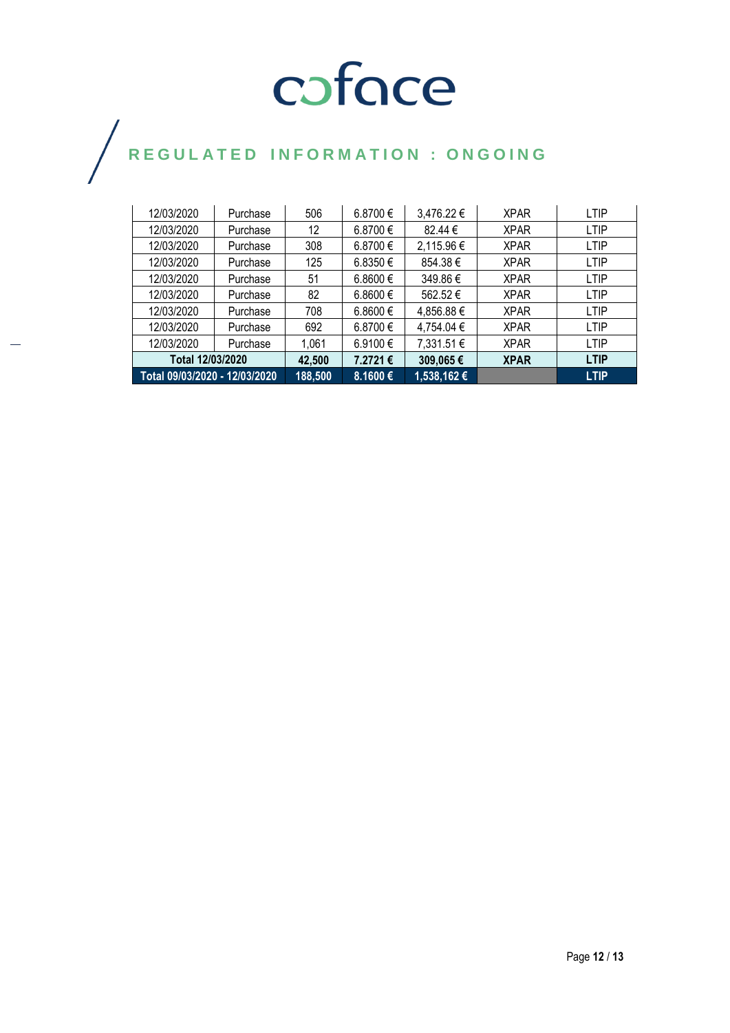# REGULATED INFORMATION : ONGOING

| | | | | | | |
|---|---|---|---|---|---|---|
| 12/03/2020 | Purchase | 506 | 6.8700 € | 3,476.22 € | XPAR | LTIP |
| 12/03/2020 | Purchase | 12 | 6.8700 € | 82.44 € | XPAR | LTIP |
| 12/03/2020 | Purchase | 308 | 6.8700 € | 2,115.96 € | XPAR | LTIP |
| 12/03/2020 | Purchase | 125 | 6.8350 € | 854.38 € | XPAR | LTIP |
| 12/03/2020 | Purchase | 51 | 6.8600 € | 349.86 € | XPAR | LTIP |
| 12/03/2020 | Purchase | 82 | 6.8600 € | 562.52 € | XPAR | LTIP |
| 12/03/2020 | Purchase | 708 | 6.8600 € | 4,856.88 € | XPAR | LTIP |
| 12/03/2020 | Purchase | 692 | 6.8700 € | 4,754.04 € | XPAR | LTIP |
| 12/03/2020 | Purchase | 1,061 | 6.9100 € | 7,331.51 € | XPAR | LTIP |
| **Total 12/03/2020** | | **42,500** | **7.2721 €** | **309,065 €** | **XPAR** | **LTIP** |
| **Total 09/03/2020 - 12/03/2020** | | **188,500** | **8.1600 €** | **1,538,162 €** | | **LTIP** |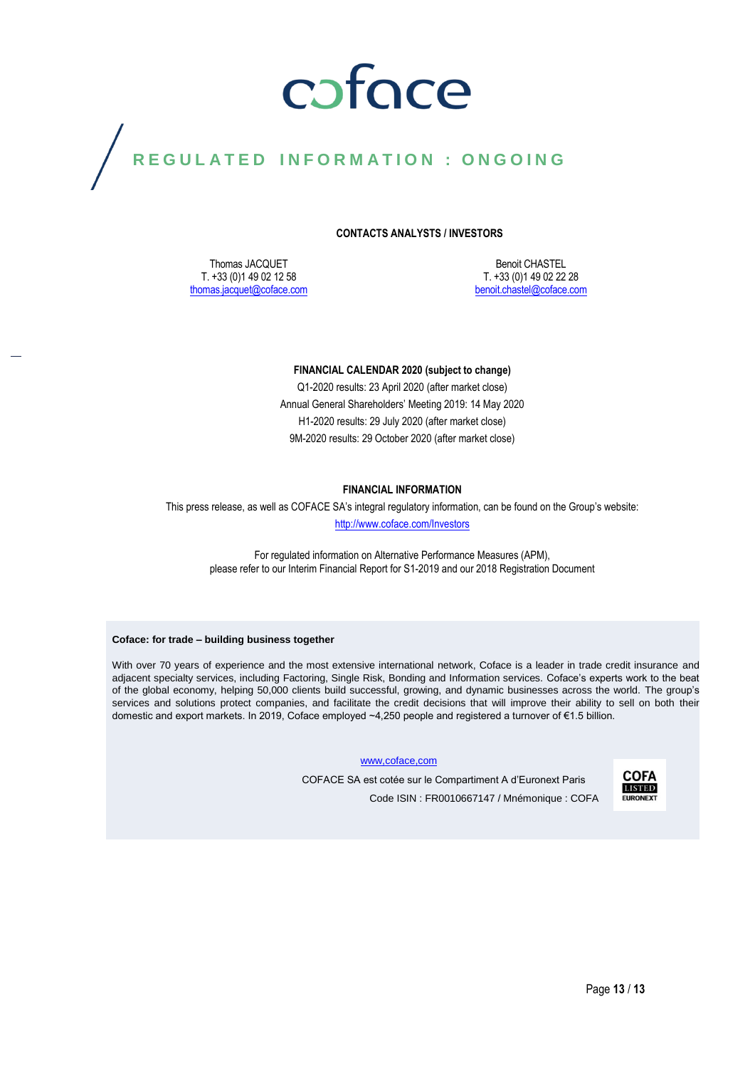# REGULATED INFORMATION : ONGOING

**CONTACTS ANALYSTS / INVESTORS**

Thomas JACQUET
T. +33 (0)1 49 02 12 58
thomas.jacquet@coface.com

Benoit CHASTEL
T. +33 (0)1 49 02 22 28
benoit.chastel@coface.com

**FINANCIAL CALENDAR 2020 (subject to change)**

Q1-2020 results: 23 April 2020 (after market close)
Annual General Shareholders' Meeting 2019: 14 May 2020
H1-2020 results: 29 July 2020 (after market close)
9M-2020 results: 29 October 2020 (after market close)

**FINANCIAL INFORMATION**

This press release, as well as COFACE SA's integral regulatory information, can be found on the Group's website:
http://www.coface.com/Investors

For regulated information on Alternative Performance Measures (APM),
please refer to our Interim Financial Report for S1-2019 and our 2018 Registration Document

**Coface: for trade – building business together**

With over 70 years of experience and the most extensive international network, Coface is a leader in trade credit insurance and adjacent specialty services, including Factoring, Single Risk, Bonding and Information services. Coface's experts work to the beat of the global economy, helping 50,000 clients build successful, growing, and dynamic businesses across the world. The group's services and solutions protect companies, and facilitate the credit decisions that will improve their ability to sell on both their domestic and export markets. In 2019, Coface employed ~4,250 people and registered a turnover of €1.5 billion.

www,coface,com

COFACE SA est cotée sur le Compartiment A d'Euronext Paris
Code ISIN : FR0010667147 / Mnémonique : COFA

COFA LISTED EURONEXT